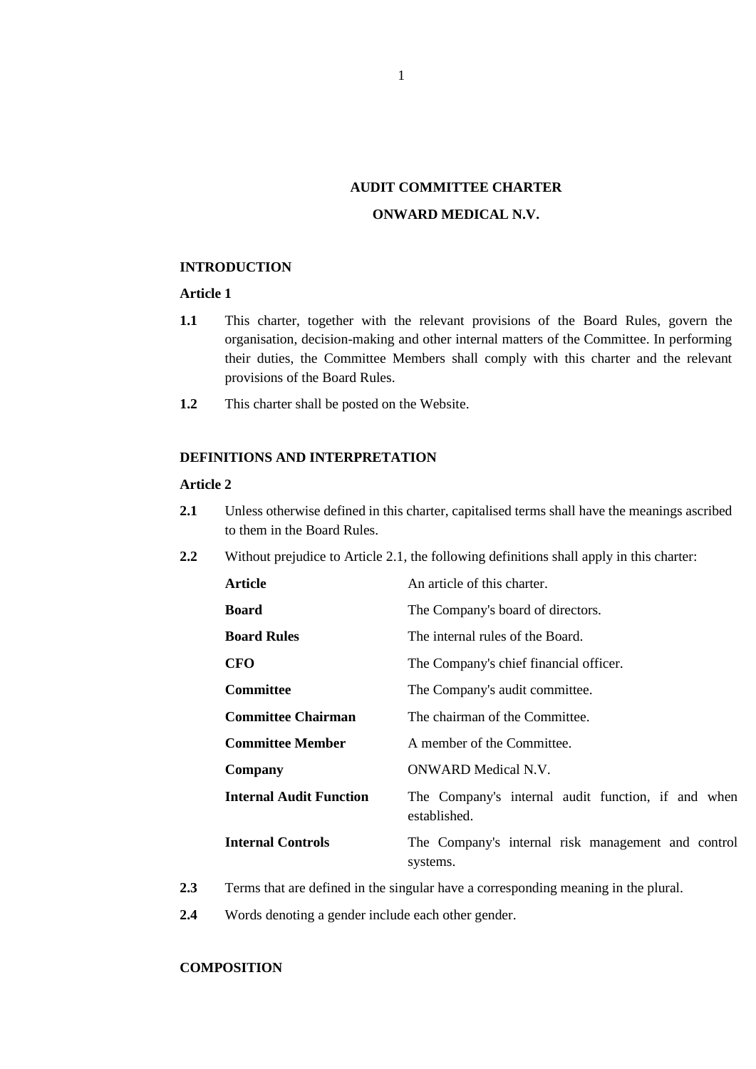# AUDIT COMMITTEE CHARTER

# ONWARD MEDICAL N.V.

## INTRODUCTION

### Article 1

**1.1** This charter, together with the relevant provisions of the Board Rules, govern the organisation, decision-making and other internal matters of the Committee. In performing their duties, the Committee Members shall comply with this charter and the relevant provisions of the Board Rules.

**1.2** This charter shall be posted on the Website.

## DEFINITIONS AND INTERPRETATION

### Article 2

**2.1** Unless otherwise defined in this charter, capitalised terms shall have the meanings ascribed to them in the Board Rules.

**2.2** Without prejudice to Article 2.1, the following definitions shall apply in this charter:

| | |
|---|---|
| **Article** | An article of this charter. |
| **Board** | The Company's board of directors. |
| **Board Rules** | The internal rules of the Board. |
| **CFO** | The Company's chief financial officer. |
| **Committee** | The Company's audit committee. |
| **Committee Chairman** | The chairman of the Committee. |
| **Committee Member** | A member of the Committee. |
| **Company** | ONWARD Medical N.V. |
| **Internal Audit Function** | The Company's internal audit function, if and when established. |
| **Internal Controls** | The Company's internal risk management and control systems. |

**2.3** Terms that are defined in the singular have a corresponding meaning in the plural.

**2.4** Words denoting a gender include each other gender.

## COMPOSITION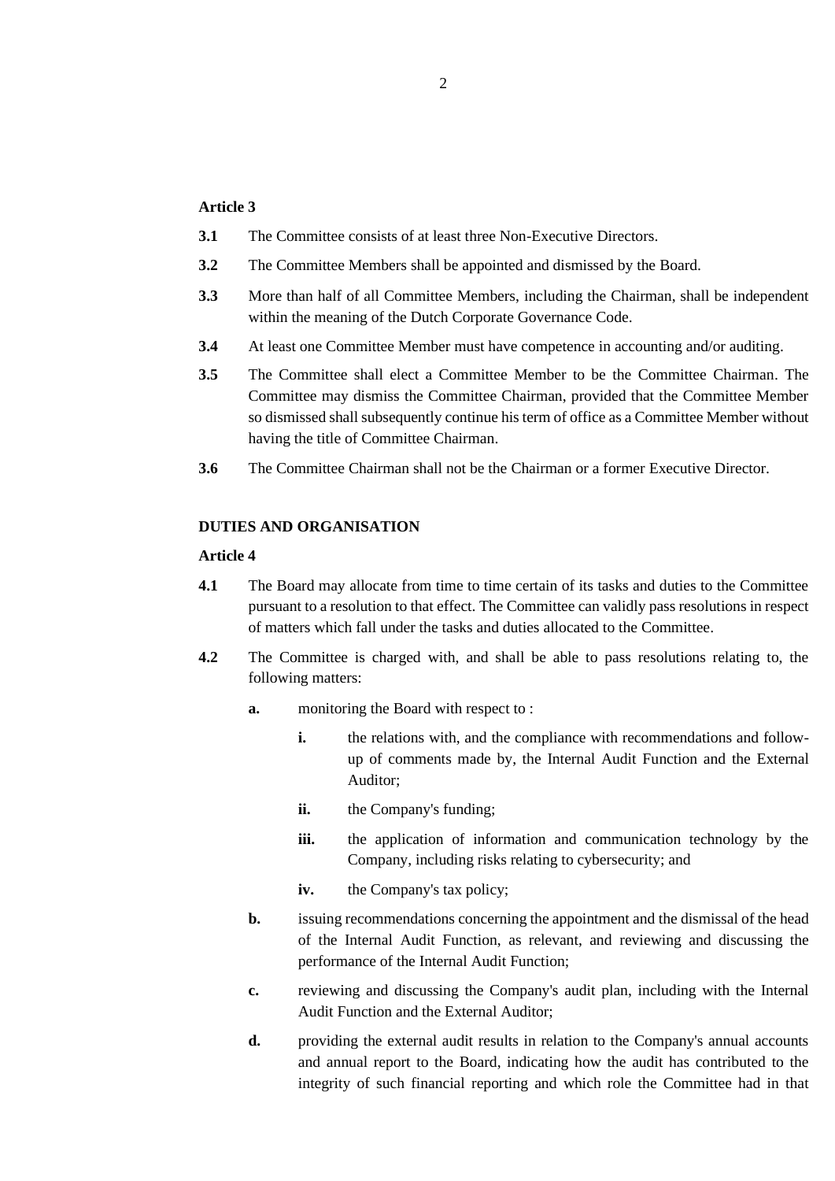**Article 3**

**3.1** The Committee consists of at least three Non-Executive Directors.

**3.2** The Committee Members shall be appointed and dismissed by the Board.

**3.3** More than half of all Committee Members, including the Chairman, shall be independent within the meaning of the Dutch Corporate Governance Code.

**3.4** At least one Committee Member must have competence in accounting and/or auditing.

**3.5** The Committee shall elect a Committee Member to be the Committee Chairman. The Committee may dismiss the Committee Chairman, provided that the Committee Member so dismissed shall subsequently continue his term of office as a Committee Member without having the title of Committee Chairman.

**3.6** The Committee Chairman shall not be the Chairman or a former Executive Director.

**DUTIES AND ORGANISATION**

**Article 4**

**4.1** The Board may allocate from time to time certain of its tasks and duties to the Committee pursuant to a resolution to that effect. The Committee can validly pass resolutions in respect of matters which fall under the tasks and duties allocated to the Committee.

**4.2** The Committee is charged with, and shall be able to pass resolutions relating to, the following matters:

- **a.** monitoring the Board with respect to :
  - **i.** the relations with, and the compliance with recommendations and follow-up of comments made by, the Internal Audit Function and the External Auditor;
  - **ii.** the Company's funding;
  - **iii.** the application of information and communication technology by the Company, including risks relating to cybersecurity; and
  - **iv.** the Company's tax policy;
- **b.** issuing recommendations concerning the appointment and the dismissal of the head of the Internal Audit Function, as relevant, and reviewing and discussing the performance of the Internal Audit Function;
- **c.** reviewing and discussing the Company's audit plan, including with the Internal Audit Function and the External Auditor;
- **d.** providing the external audit results in relation to the Company's annual accounts and annual report to the Board, indicating how the audit has contributed to the integrity of such financial reporting and which role the Committee had in that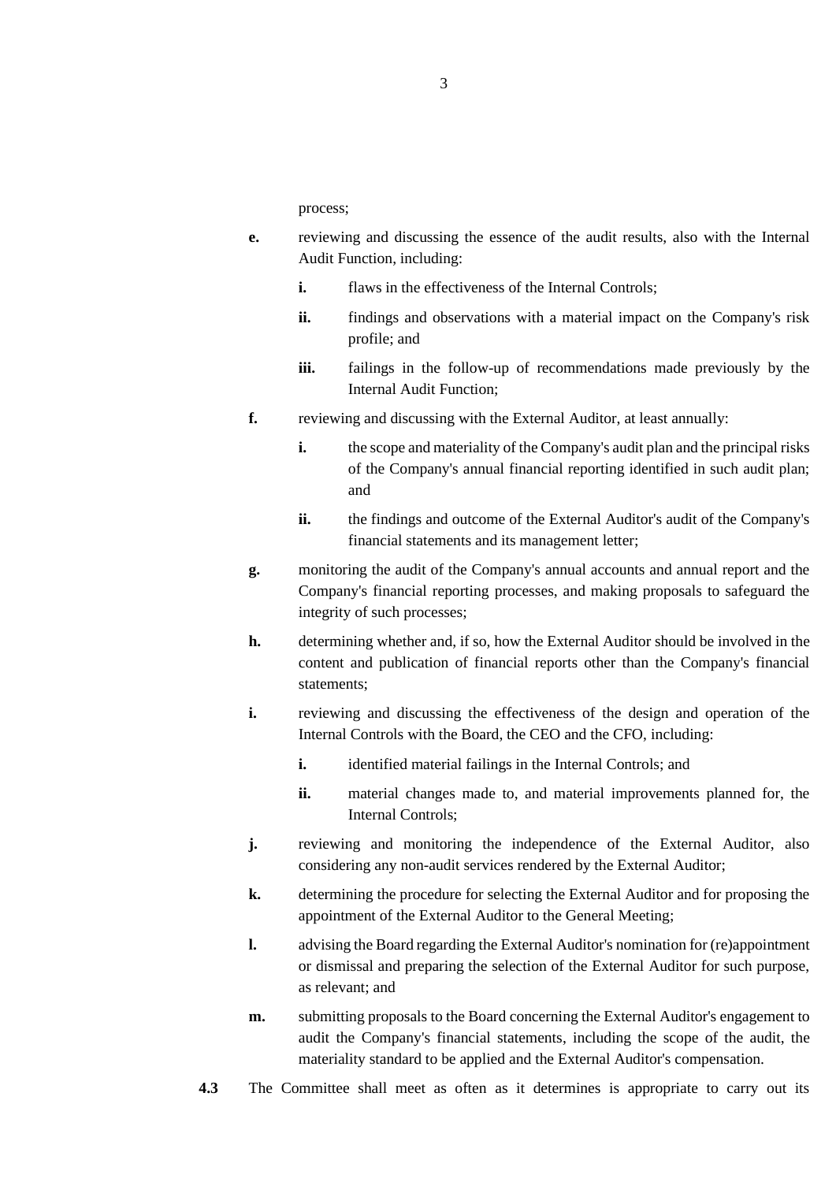process;

- **e.** reviewing and discussing the essence of the audit results, also with the Internal Audit Function, including:
  - **i.** flaws in the effectiveness of the Internal Controls;
  - **ii.** findings and observations with a material impact on the Company's risk profile; and
  - **iii.** failings in the follow-up of recommendations made previously by the Internal Audit Function;
- **f.** reviewing and discussing with the External Auditor, at least annually:
  - **i.** the scope and materiality of the Company's audit plan and the principal risks of the Company's annual financial reporting identified in such audit plan; and
  - **ii.** the findings and outcome of the External Auditor's audit of the Company's financial statements and its management letter;
- **g.** monitoring the audit of the Company's annual accounts and annual report and the Company's financial reporting processes, and making proposals to safeguard the integrity of such processes;
- **h.** determining whether and, if so, how the External Auditor should be involved in the content and publication of financial reports other than the Company's financial statements;
- **i.** reviewing and discussing the effectiveness of the design and operation of the Internal Controls with the Board, the CEO and the CFO, including:
  - **i.** identified material failings in the Internal Controls; and
  - **ii.** material changes made to, and material improvements planned for, the Internal Controls;
- **j.** reviewing and monitoring the independence of the External Auditor, also considering any non-audit services rendered by the External Auditor;
- **k.** determining the procedure for selecting the External Auditor and for proposing the appointment of the External Auditor to the General Meeting;
- **l.** advising the Board regarding the External Auditor's nomination for (re)appointment or dismissal and preparing the selection of the External Auditor for such purpose, as relevant; and
- **m.** submitting proposals to the Board concerning the External Auditor's engagement to audit the Company's financial statements, including the scope of the audit, the materiality standard to be applied and the External Auditor's compensation.

**4.3** The Committee shall meet as often as it determines is appropriate to carry out its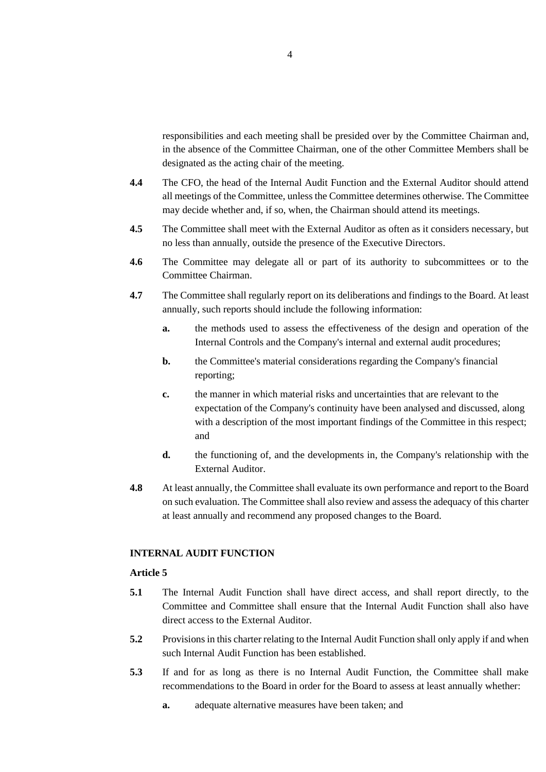responsibilities and each meeting shall be presided over by the Committee Chairman and, in the absence of the Committee Chairman, one of the other Committee Members shall be designated as the acting chair of the meeting.

**4.4** The CFO, the head of the Internal Audit Function and the External Auditor should attend all meetings of the Committee, unless the Committee determines otherwise. The Committee may decide whether and, if so, when, the Chairman should attend its meetings.

**4.5** The Committee shall meet with the External Auditor as often as it considers necessary, but no less than annually, outside the presence of the Executive Directors.

**4.6** The Committee may delegate all or part of its authority to subcommittees or to the Committee Chairman.

**4.7** The Committee shall regularly report on its deliberations and findings to the Board. At least annually, such reports should include the following information:

- **a.** the methods used to assess the effectiveness of the design and operation of the Internal Controls and the Company's internal and external audit procedures;
- **b.** the Committee's material considerations regarding the Company's financial reporting;
- **c.** the manner in which material risks and uncertainties that are relevant to the expectation of the Company's continuity have been analysed and discussed, along with a description of the most important findings of the Committee in this respect; and
- **d.** the functioning of, and the developments in, the Company's relationship with the External Auditor.

**4.8** At least annually, the Committee shall evaluate its own performance and report to the Board on such evaluation. The Committee shall also review and assess the adequacy of this charter at least annually and recommend any proposed changes to the Board.

## INTERNAL AUDIT FUNCTION

### Article 5

**5.1** The Internal Audit Function shall have direct access, and shall report directly, to the Committee and Committee shall ensure that the Internal Audit Function shall also have direct access to the External Auditor.

**5.2** Provisions in this charter relating to the Internal Audit Function shall only apply if and when such Internal Audit Function has been established.

**5.3** If and for as long as there is no Internal Audit Function, the Committee shall make recommendations to the Board in order for the Board to assess at least annually whether:

- **a.** adequate alternative measures have been taken; and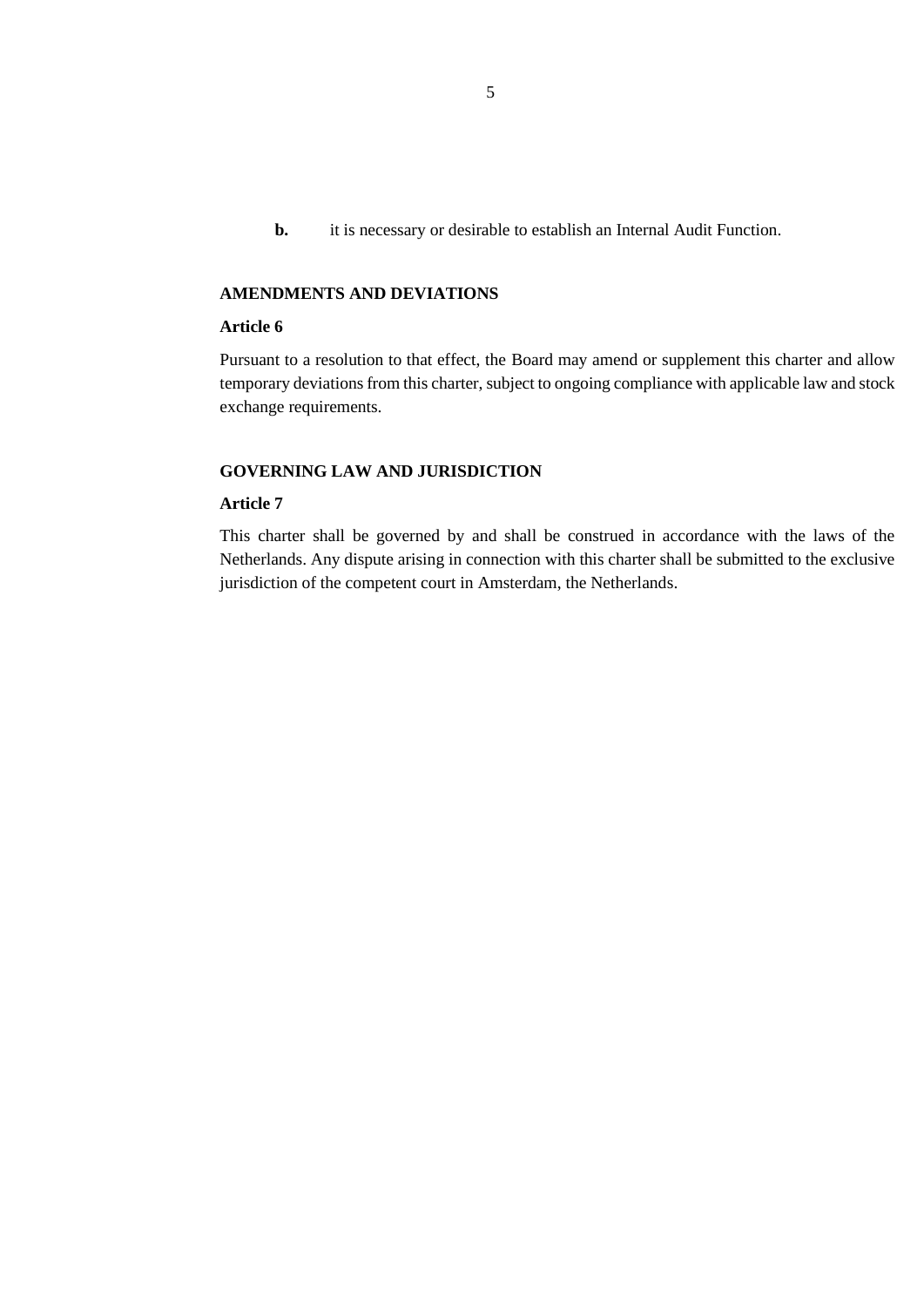**b.** it is necessary or desirable to establish an Internal Audit Function.

## AMENDMENTS AND DEVIATIONS

### Article 6

Pursuant to a resolution to that effect, the Board may amend or supplement this charter and allow temporary deviations from this charter, subject to ongoing compliance with applicable law and stock exchange requirements.

## GOVERNING LAW AND JURISDICTION

### Article 7

This charter shall be governed by and shall be construed in accordance with the laws of the Netherlands. Any dispute arising in connection with this charter shall be submitted to the exclusive jurisdiction of the competent court in Amsterdam, the Netherlands.